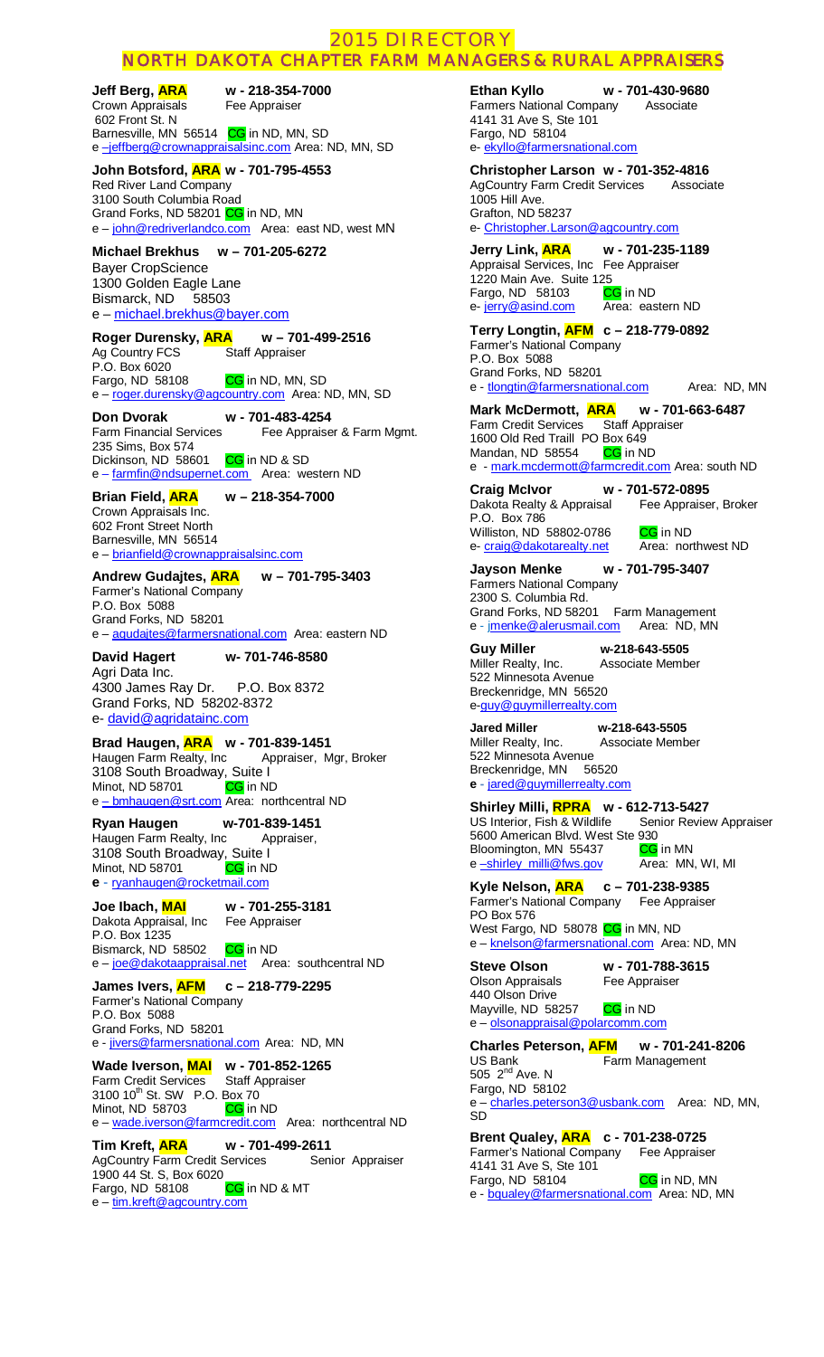# 2015 DIRECTORY

## NORTH DAKOTA CHAPTER FARM MANAGERS & RURAL APPRAISERS

**Jeff Berg, ARA** **w - 218-354-7000**
Crown Appraisals Fee Appraiser
602 Front St. N
Barnesville, MN 56514 CG in ND, MN, SD
e –jeffberg@crownappraisalsinc.com Area: ND, MN, SD

**John Botsford, ARA** **w - 701-795-4553**
Red River Land Company
3100 South Columbia Road
Grand Forks, ND 58201 CG in ND, MN
e – john@redriverlandco.com Area: east ND, west MN

**Michael Brekhus** **w – 701-205-6272**
Bayer CropScience
1300 Golden Eagle Lane
Bismarck, ND 58503
e – michael.brekhus@bayer.com

**Roger Durensky, ARA** **w – 701-499-2516**
Ag Country FCS Staff Appraiser
P.O. Box 6020
Fargo, ND 58108 CG in ND, MN, SD
e – roger.durensky@agcountry.com Area: ND, MN, SD

**Don Dvorak** **w - 701-483-4254**
Farm Financial Services Fee Appraiser & Farm Mgmt.
235 Sims, Box 574
Dickinson, ND 58601 CG in ND & SD
e – farmfin@ndsupernet.com Area: western ND

**Brian Field, ARA** **w – 218-354-7000**
Crown Appraisals Inc.
602 Front Street North
Barnesville, MN 56514
e – brianfield@crownappraisalsinc.com

**Andrew Gudajtes, ARA** **w – 701-795-3403**
Farmer's National Company
P.O. Box 5088
Grand Forks, ND 58201
e – agudajtes@farmersnational.com Area: eastern ND

**David Hagert** **w- 701-746-8580**
Agri Data Inc.
4300 James Ray Dr. P.O. Box 8372
Grand Forks, ND 58202-8372
e- david@agridatainc.com

**Brad Haugen, ARA** **w - 701-839-1451**
Haugen Farm Realty, Inc Appraiser, Mgr, Broker
3108 South Broadway, Suite I
Minot, ND 58701 CG in ND
e – bmhaugen@srt.com Area: northcentral ND

**Ryan Haugen** **w-701-839-1451**
Haugen Farm Realty, Inc Appraiser,
3108 South Broadway, Suite I
Minot, ND 58701 CG in ND
**e** - ryanhaugen@rocketmail.com

**Joe Ibach, MAI** **w - 701-255-3181**
Dakota Appraisal, Inc Fee Appraiser
P.O. Box 1235
Bismarck, ND 58502 CG in ND
e – joe@dakotaappraisal.net Area: southcentral ND

**James Ivers, AFM** **c – 218-779-2295**
Farmer's National Company
P.O. Box 5088
Grand Forks, ND 58201
e - jivers@farmersnational.com Area: ND, MN

**Wade Iverson, MAI** **w - 701-852-1265**
Farm Credit Services Staff Appraiser
3100 10th St. SW P.O. Box 70
Minot, ND 58703 CG in ND
e – wade.iverson@farmcredit.com Area: northcentral ND

**Tim Kreft, ARA** **w - 701-499-2611**
AgCountry Farm Credit Services Senior Appraiser
1900 44 St. S, Box 6020
Fargo, ND 58108 CG in ND & MT
e – tim.kreft@agcountry.com

**Ethan Kyllo** **w - 701-430-9680**
Farmers National Company Associate
4141 31 Ave S, Ste 101
Fargo, ND 58104
e- ekyllo@farmersnational.com

**Christopher Larson** **w - 701-352-4816**
AgCountry Farm Credit Services Associate
1005 Hill Ave.
Grafton, ND 58237
e- Christopher.Larson@agcountry.com

**Jerry Link, ARA** **w - 701-235-1189**
Appraisal Services, Inc Fee Appraiser
1220 Main Ave. Suite 125
Fargo, ND 58103 CG in ND
e- jerry@asind.com Area: eastern ND

**Terry Longtin, AFM** **c – 218-779-0892**
Farmer's National Company
P.O. Box 5088
Grand Forks, ND 58201
e - tlongtin@farmersnational.com Area: ND, MN

**Mark McDermott, ARA** **w - 701-663-6487**
Farm Credit Services Staff Appraiser
1600 Old Red Traill PO Box 649
Mandan, ND 58554 CG in ND
e - mark.mcdermott@farmcredit.com Area: south ND

**Craig McIvor** **w - 701-572-0895**
Dakota Realty & Appraisal Fee Appraiser, Broker
P.O. Box 786
Williston, ND 58802-0786 CG in ND
e- craig@dakotarealty.net Area: northwest ND

**Jayson Menke** **w - 701-795-3407**
Farmers National Company
2300 S. Columbia Rd.
Grand Forks, ND 58201 Farm Management
e - jmenke@alerusmail.com Area: ND, MN

**Guy Miller** **w-218-643-5505**
Miller Realty, Inc. Associate Member
522 Minnesota Avenue
Breckenridge, MN 56520
e-guy@guymillerrealty.com

**Jared Miller** **w-218-643-5505**
Miller Realty, Inc. Associate Member
522 Minnesota Avenue
Breckenridge, MN 56520
**e** - jared@guymillerrealty.com

**Shirley Milli, RPRA** **w - 612-713-5427**
US Interior, Fish & Wildlife Senior Review Appraiser
5600 American Blvd. West Ste 930
Bloomington, MN 55437 CG in MN
e –shirley_milli@fws.gov Area: MN, WI, MI

**Kyle Nelson, ARA** **c – 701-238-9385**
Farmer's National Company Fee Appraiser
PO Box 576
West Fargo, ND 58078 CG in MN, ND
e – knelson@farmersnational.com Area: ND, MN

**Steve Olson** **w - 701-788-3615**
Olson Appraisals Fee Appraiser
440 Olson Drive
Mayville, ND 58257 CG in ND
e – olsonappraisal@polarcomm.com

**Charles Peterson, AFM** **w - 701-241-8206**
US Bank Farm Management
505 2nd Ave. N
Fargo, ND 58102
e – charles.peterson3@usbank.com Area: ND, MN, SD

**Brent Qualey, ARA** **c - 701-238-0725**
Farmer's National Company Fee Appraiser
4141 31 Ave S, Ste 101
Fargo, ND 58104 CG in ND, MN
e - bqualey@farmersnational.com Area: ND, MN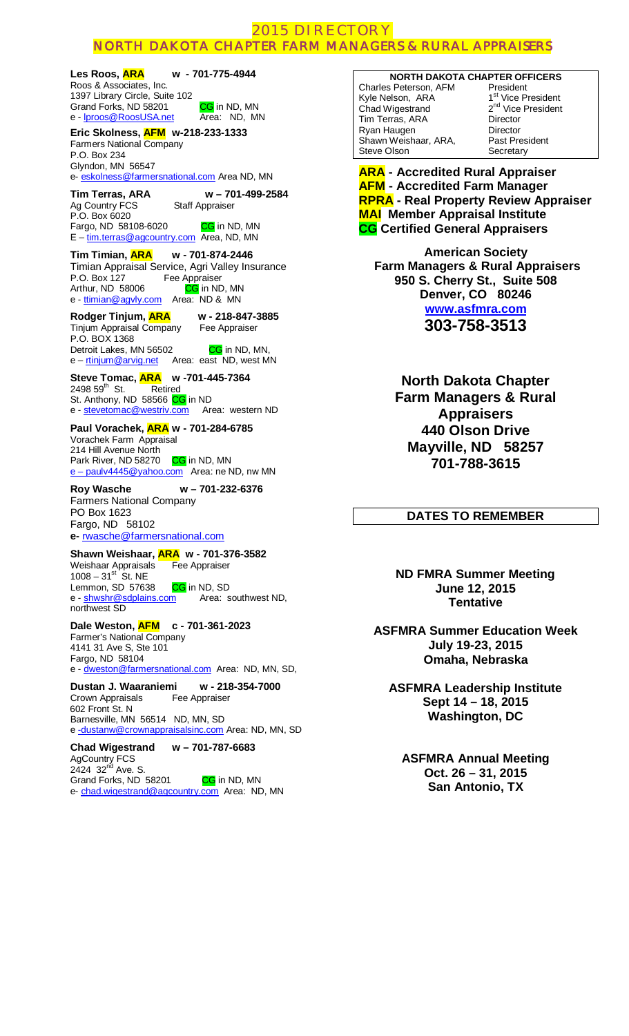# 2015 DIRECTORY

## NORTH DAKOTA CHAPTER FARM MANAGERS & RURAL APPRAISERS

**Les Roos, ARA** **w - 701-775-4944**
Roos & Associates, Inc.
1397 Library Circle, Suite 102
Grand Forks, ND 58201 CG in ND, MN
e - lproos@RoosUSA.net Area: ND, MN

**Eric Skolness, AFM w-218-233-1333**
Farmers National Company
P.O. Box 234
Glyndon, MN 56547
e- eskolness@farmersnational.com Area ND, MN

**Tim Terras, ARA** **w – 701-499-2584**
Ag Country FCS Staff Appraiser
P.O. Box 6020
Fargo, ND 58108-6020 CG in ND, MN
E – tim.terras@agcountry.com Area, ND, MN

**Tim Timian, ARA** **w - 701-874-2446**
Timian Appraisal Service, Agri Valley Insurance
P.O. Box 127 Fee Appraiser
Arthur, ND 58006 CG in ND, MN
e - ttimian@agvly.com Area: ND & MN

**Rodger Tinjum, ARA** **w - 218-847-3885**
Tinjum Appraisal Company Fee Appraiser
P.O. BOX 1368
Detroit Lakes, MN 56502 CG in ND, MN,
e – rtinjum@arvig.net Area: east ND, west MN

**Steve Tomac, ARA** **w -701-445-7364**
2498 59th St. Retired
St. Anthony, ND 58566 CG in ND
e - stevetomac@westriv.com Area: western ND

**Paul Vorachek, ARA w - 701-284-6785**
Vorachek Farm Appraisal
214 Hill Avenue North
Park River, ND 58270 CG in ND, MN
e – paulv4445@yahoo.com Area: ne ND, nw MN

**Roy Wasche** **w – 701-232-6376**
Farmers National Company
PO Box 1623
Fargo, ND 58102
**e-** rwasche@farmersnational.com

**Shawn Weishaar, ARA w - 701-376-3582**
Weishaar Appraisals Fee Appraiser
1008 – 31st St. NE
Lemmon, SD 57638 CG in ND, SD
e - shwshr@sdplains.com Area: southwest ND, northwest SD

**Dale Weston, AFM** **c - 701-361-2023**
Farmer's National Company
4141 31 Ave S, Ste 101
Fargo, ND 58104
e - dweston@farmersnational.com Area: ND, MN, SD,

**Dustan J. Waaraniemi** **w - 218-354-7000**
Crown Appraisals Fee Appraiser
602 Front St. N
Barnesville, MN 56514 ND, MN, SD
e -dustanw@crownappraisalsinc.com Area: ND, MN, SD

**Chad Wigestrand** **w – 701-787-6683**
AgCountry FCS
2424 32nd Ave. S.
Grand Forks, ND 58201 CG in ND, MN
e- chad.wigestrand@agcountry.com Area: ND, MN

**NORTH DAKOTA CHAPTER OFFICERS**

| | |
|---|---|
| Charles Peterson, AFM | President |
| Kyle Nelson, ARA | 1st Vice President |
| Chad Wigestrand | 2nd Vice President |
| Tim Terras, ARA | Director |
| Ryan Haugen | Director |
| Shawn Weishaar, ARA, | Past President |
| Steve Olson | Secretary |

**ARA - Accredited Rural Appraiser**
**AFM - Accredited Farm Manager**
**RPRA - Real Property Review Appraiser**
**MAI Member Appraisal Institute**
**CG Certified General Appraisers**

**American Society**
**Farm Managers & Rural Appraisers**
**950 S. Cherry St., Suite 508**
**Denver, CO 80246**
**www.asfmra.com**
**303-758-3513**

**North Dakota Chapter**
**Farm Managers & Rural Appraisers**
**440 Olson Drive**
**Mayville, ND 58257**
**701-788-3615**

**DATES TO REMEMBER**

**ND FMRA Summer Meeting**
**June 12, 2015**
**Tentative**

**ASFMRA Summer Education Week**
**July 19-23, 2015**
**Omaha, Nebraska**

**ASFMRA Leadership Institute**
**Sept 14 – 18, 2015**
**Washington, DC**

**ASFMRA Annual Meeting**
**Oct. 26 – 31, 2015**
**San Antonio, TX**